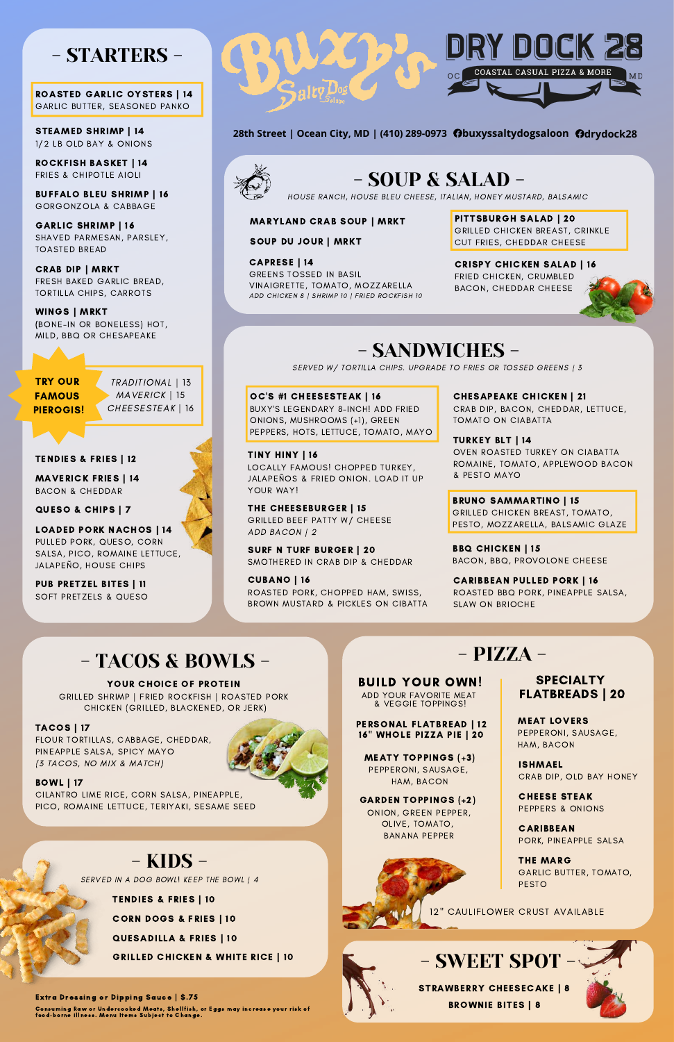# Buxy's Salty Dog Saloon | DRY DOCK 28

OC COASTAL CASUAL PIZZA & MORE MD

28th Street | Ocean City, MD | (410) 289-0973 buxyssaltydogsaloon drydock28

## - STARTERS -

**ROASTED GARLIC OYSTERS | 14**
GARLIC BUTTER, SEASONED PANKO

**STEAMED SHRIMP | 14**
1/2 LB OLD BAY & ONIONS

**ROCKFISH BASKET | 14**
FRIES & CHIPOTLE AIOLI

**BUFFALO BLEU SHRIMP | 16**
GORGONZOLA & CABBAGE

**GARLIC SHRIMP | 16**
SHAVED PARMESAN, PARSLEY, TOASTED BREAD

**CRAB DIP | MRKT**
FRESH BAKED GARLIC BREAD, TORTILLA CHIPS, CARROTS

**WINGS | MRKT**
(BONE-IN OR BONELESS) HOT, MILD, BBQ OR CHESAPEAKE

**TRY OUR FAMOUS PIEROGIS!**
*TRADITIONAL* | 13
*MAVERICK* | 15
*CHEESESTEAK* | 16

**TENDIES & FRIES | 12**

**MAVERICK FRIES | 14**
BACON & CHEDDAR

**QUESO & CHIPS | 7**

**LOADED PORK NACHOS | 14**
PULLED PORK, QUESO, CORN SALSA, PICO, ROMAINE LETTUCE, JALAPEÑO, HOUSE CHIPS

**PUB PRETZEL BITES | 11**
SOFT PRETZELS & QUESO

## - SOUP & SALAD -

*HOUSE RANCH, HOUSE BLEU CHEESE, ITALIAN, HONEY MUSTARD, BALSAMIC*

**MARYLAND CRAB SOUP | MRKT**

**SOUP DU JOUR | MRKT**

**CAPRESE | 14**
GREENS TOSSED IN BASIL VINAIGRETTE, TOMATO, MOZZARELLA
*ADD CHICKEN 8 | SHRIMP 10 | FRIED ROCKFISH 10*

**PITTSBURGH SALAD | 20**
GRILLED CHICKEN BREAST, CRINKLE CUT FRIES, CHEDDAR CHEESE

**CRISPY CHICKEN SALAD | 16**
FRIED CHICKEN, CRUMBLED BACON, CHEDDAR CHEESE

## - SANDWICHES -

*SERVED W/ TORTILLA CHIPS. UPGRADE TO FRIES OR TOSSED GREENS | 3*

**OC'S #1 CHEESESTEAK | 16**
BUXY'S LEGENDARY 8-INCH! ADD FRIED ONIONS, MUSHROOMS (+1), GREEN PEPPERS, HOTS, LETTUCE, TOMATO, MAYO

**TINY HINY | 16**
LOCALLY FAMOUS! CHOPPED TURKEY, JALAPEÑOS & FRIED ONION. LOAD IT UP YOUR WAY!

**THE CHEESEBURGER | 15**
GRILLED BEEF PATTY W/ CHEESE
*ADD BACON | 2*

**SURF N TURF BURGER | 20**
SMOTHERED IN CRAB DIP & CHEDDAR

**CUBANO | 16**
ROASTED PORK, CHOPPED HAM, SWISS, BROWN MUSTARD & PICKLES ON CIBATTA

**CHESAPEAKE CHICKEN | 21**
CRAB DIP, BACON, CHEDDAR, LETTUCE, TOMATO ON CIABATTA

**TURKEY BLT | 14**
OVEN ROASTED TURKEY ON CIABATTA ROMAINE, TOMATO, APPLEWOOD BACON & PESTO MAYO

**BRUNO SAMMARTINO | 15**
GRILLED CHICKEN BREAST, TOMATO, PESTO, MOZZARELLA, BALSAMIC GLAZE

**BBQ CHICKEN | 15**
BACON, BBQ, PROVOLONE CHEESE

**CARIBBEAN PULLED PORK | 16**
ROASTED BBQ PORK, PINEAPPLE SALSA, SLAW ON BRIOCHE

## - TACOS & BOWLS -

**YOUR CHOICE OF PROTEIN**
GRILLED SHRIMP | FRIED ROCKFISH | ROASTED PORK
CHICKEN (GRILLED, BLACKENED, OR JERK)

**TACOS | 17**
FLOUR TORTILLAS, CABBAGE, CHEDDAR, PINEAPPLE SALSA, SPICY MAYO
*(3 TACOS, NO MIX & MATCH)*

**BOWL | 17**
CILANTRO LIME RICE, CORN SALSA, PINEAPPLE, PICO, ROMAINE LETTUCE, TERIYAKI, SESAME SEED

## - PIZZA -

### BUILD YOUR OWN!
ADD YOUR FAVORITE MEAT & VEGGIE TOPPINGS!

**PERSONAL FLATBREAD | 12**
**16" WHOLE PIZZA PIE | 20**

**MEATY TOPPINGS (+3)**
PEPPERONI, SAUSAGE, HAM, BACON

**GARDEN TOPPINGS (+2)**
ONION, GREEN PEPPER, OLIVE, TOMATO, BANANA PEPPER

### SPECIALTY FLATBREADS | 20

**MEAT LOVERS**
PEPPERONI, SAUSAGE, HAM, BACON

**ISHMAEL**
CRAB DIP, OLD BAY HONEY

**CHEESE STEAK**
PEPPERS & ONIONS

**CARIBBEAN**
PORK, PINEAPPLE SALSA

**THE MARG**
GARLIC BUTTER, TOMATO, PESTO

12" CAULIFLOWER CRUST AVAILABLE

## - KIDS -

*SERVED IN A DOG BOWL! KEEP THE BOWL | 4*

**TENDIES & FRIES | 10**

**CORN DOGS & FRIES | 10**

**QUESADILLA & FRIES | 10**

**GRILLED CHICKEN & WHITE RICE | 10**

## - SWEET SPOT -

**STRAWBERRY CHEESECAKE | 8**

**BROWNIE BITES | 8**

**Extra Dressing or Dipping Sauce | $.75**

Consuming Raw or Undercooked Meats, Shellfish, or Eggs may increase your risk of food-borne illness. Menu Items Subject to Change.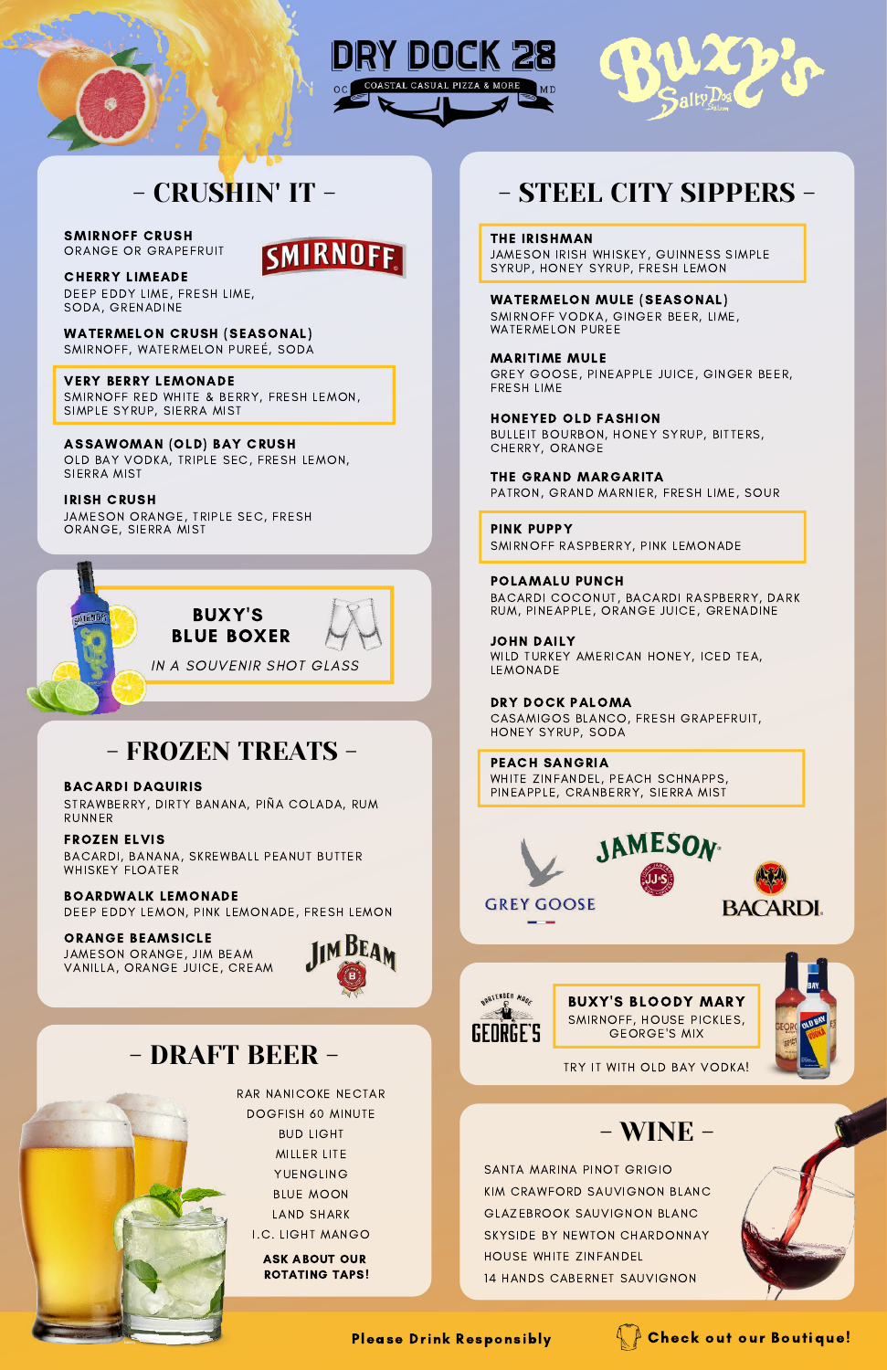# DRY DOCK 28

OC COASTAL CASUAL PIZZA & MORE MD

# Buxy's Salty Dog Saloon

## - CRUSHIN' IT -

**SMIRNOFF CRUSH**
ORANGE OR GRAPEFRUIT

**CHERRY LIMEADE**
DEEP EDDY LIME, FRESH LIME, SODA, GRENADINE

**WATERMELON CRUSH (SEASONAL)**
SMIRNOFF, WATERMELON PUREÉ, SODA

**VERY BERRY LEMONADE**
SMIRNOFF RED WHITE & BERRY, FRESH LEMON, SIMPLE SYRUP, SIERRA MIST

**ASSAWOMAN (OLD) BAY CRUSH**
OLD BAY VODKA, TRIPLE SEC, FRESH LEMON, SIERRA MIST

**IRISH CRUSH**
JAMESON ORANGE, TRIPLE SEC, FRESH ORANGE, SIERRA MIST

**BUXY'S BLUE BOXER**
*IN A SOUVENIR SHOT GLASS*

## - FROZEN TREATS -

**BACARDI DAQUIRIS**
STRAWBERRY, DIRTY BANANA, PIÑA COLADA, RUM RUNNER

**FROZEN ELVIS**
BACARDI, BANANA, SKREWBALL PEANUT BUTTER WHISKEY FLOATER

**BOARDWALK LEMONADE**
DEEP EDDY LEMON, PINK LEMONADE, FRESH LEMON

**ORANGE BEAMSICLE**
JAMESON ORANGE, JIM BEAM VANILLA, ORANGE JUICE, CREAM

## - DRAFT BEER -

RAR NANICOKE NECTAR
DOGFISH 60 MINUTE
BUD LIGHT
MILLER LITE
YUENGLING
BLUE MOON
LAND SHARK
I.C. LIGHT MANGO

**ASK ABOUT OUR ROTATING TAPS!**

## - STEEL CITY SIPPERS -

**THE IRISHMAN**
JAMESON IRISH WHISKEY, GUINNESS SIMPLE SYRUP, HONEY SYRUP, FRESH LEMON

**WATERMELON MULE (SEASONAL)**
SMIRNOFF VODKA, GINGER BEER, LIME, WATERMELON PUREE

**MARITIME MULE**
GREY GOOSE, PINEAPPLE JUICE, GINGER BEER, FRESH LIME

**HONEYED OLD FASHION**
BULLEIT BOURBON, HONEY SYRUP, BITTERS, CHERRY, ORANGE

**THE GRAND MARGARITA**
PATRON, GRAND MARNIER, FRESH LIME, SOUR

**PINK PUPPY**
SMIRNOFF RASPBERRY, PINK LEMONADE

**POLAMALU PUNCH**
BACARDI COCONUT, BACARDI RASPBERRY, DARK RUM, PINEAPPLE, ORANGE JUICE, GRENADINE

**JOHN DAILY**
WILD TURKEY AMERICAN HONEY, ICED TEA, LEMONADE

**DRY DOCK PALOMA**
CASAMIGOS BLANCO, FRESH GRAPEFRUIT, HONEY SYRUP, SODA

**PEACH SANGRIA**
WHITE ZINFANDEL, PEACH SCHNAPPS, PINEAPPLE, CRANBERRY, SIERRA MIST

**BUXY'S BLOODY MARY**
SMIRNOFF, HOUSE PICKLES, GEORGE'S MIX

TRY IT WITH OLD BAY VODKA!

## - WINE -

SANTA MARINA PINOT GRIGIO
KIM CRAWFORD SAUVIGNON BLANC
GLAZEBROOK SAUVIGNON BLANC
SKYSIDE BY NEWTON CHARDONNAY
HOUSE WHITE ZINFANDEL
14 HANDS CABERNET SAUVIGNON

**Please Drink Responsibly**

**Check out our Boutique!**